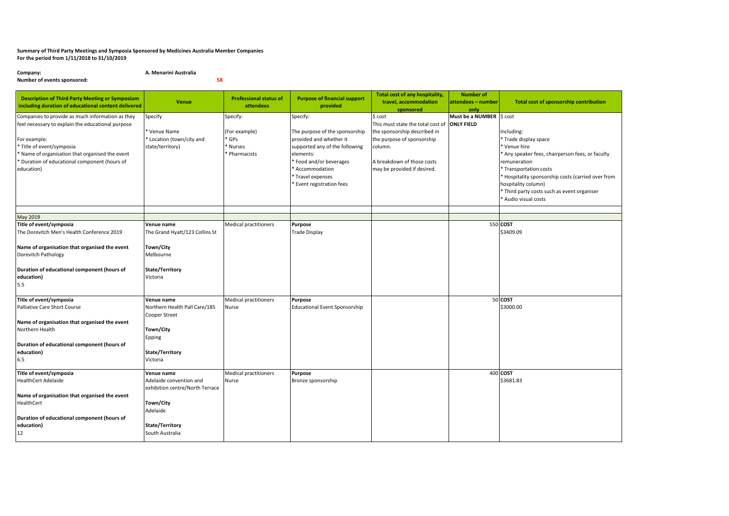**Summary of Third Party Meetings and Symposia Sponsored by Medicines Australia Member Companies**
**For the period from 1/11/2018 to 31/10/2019**

**Company:** **A. Menarini Australia**
**Number of events sponsored:** **58**

| Description of Third Party Meeting or Symposium including duration of educational content delivered | Venue | Professional status of attendees | Purpose of financial support provided | Total cost of any hospitality, travel, accommodation sponsored | Number of attendees – number only | Total cost of sponsorship contribution |
|---|---|---|---|---|---|---|
| Companies to provide as much information as they feel necessary to explain the educational purpose<br><br>For example:<br>* Title of event/symposia<br>* Name of organisation that organised the event<br>* Duration of educational component (hours of education) | Specify<br><br>* Venue Name<br>* Location (town/city and state/territory) | Specify:<br><br>(For example)<br>* GPs<br>* Nurses<br>* Pharmacists | Specify:<br><br>The purpose of the sponsorship provided and whether it supported any of the following elements:<br>* Food and/or beverages<br>* Accommodation<br>* Travel expenses<br>* Event registration fees | $ cost<br>This must state the total cost of the sponsorship described in the purpose of sponsorship column.<br><br>A breakdown of those costs may be provided if desired. | **Must be a NUMBER ONLY FIELD** | $ cost<br><br>Including:<br>* Trade display space<br>* Venue hire<br>* Any speaker fees, chairperson fees, or faculty remuneration<br>* Transportation costs<br>* Hospitality sponsorship costs (carried over from hospitality column)<br>* Third party costs such as event organiser<br>* Audio visual costs |
| May 2019 | | | | | | |
| **Title of event/symposia**<br>The Dorevitch Men's Health Conference 2019<br><br>**Name of organisation that organised the event**<br>Dorevitch Pathology<br><br>**Duration of educational component (hours of education)**<br>5.5 | **Venue name**<br>The Grand Hyatt/123 Collins St<br><br>**Town/City**<br>Melbourne<br><br>**State/Territory**<br>Victoria | Medical practitioners | **Purpose**<br>Trade Display | | 550 | **COST**<br>$3409.09 |
| **Title of event/symposia**<br>Palliative Care Short Course<br><br>**Name of organisation that organised the event**<br>Northern Health<br><br>**Duration of educational component (hours of education)**<br>6.5 | **Venue name**<br>Northern Health Pall Care/185 Cooper Street<br><br>**Town/City**<br>Epping<br><br>**State/Territory**<br>Victoria | Medical practitioners<br>Nurse | **Purpose**<br>Educational Event Sponsorship | | 50 | **COST**<br>$3000.00 |
| **Title of event/symposia**<br>HealthCert Adelaide<br><br>**Name of organisation that organised the event**<br>HealthCert<br><br>**Duration of educational component (hours of education)**<br>12 | **Venue name**<br>Adelaide convention and exhibition centre/North Terrace<br><br>**Town/City**<br>Adelaide<br><br>**State/Territory**<br>South Australia | Medical practitioners<br>Nurse | **Purpose**<br>Bronze sponsorship | | 400 | **COST**<br>$3681.83 |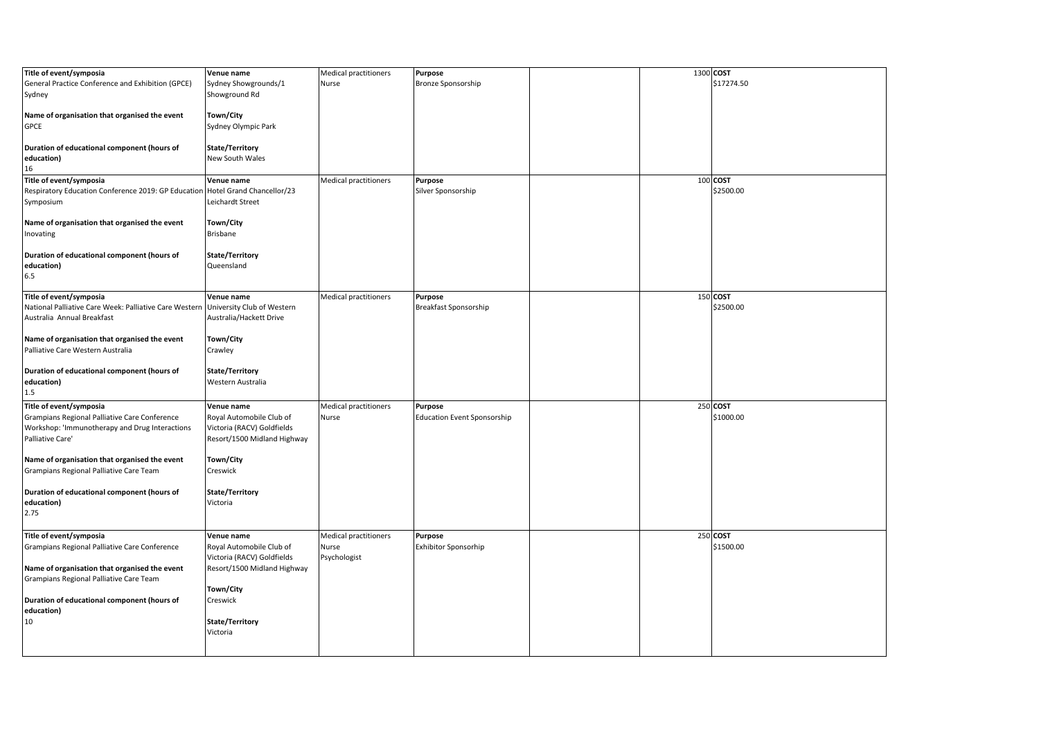| Title of event/symposia | Venue name | Medical practitioners | Purpose | | | COST |
|---|---|---|---|---|---|---|
| **Title of event/symposia**<br>General Practice Conference and Exhibition (GPCE) Sydney<br><br>**Name of organisation that organised the event**<br>GPCE<br><br>**Duration of educational component (hours of education)**<br>16 | **Venue name**<br>Sydney Showgrounds/1 Showground Rd<br><br>**Town/City**<br>Sydney Olympic Park<br><br>**State/Territory**<br>New South Wales | Medical practitioners<br>Nurse | **Purpose**<br>Bronze Sponsorship | | 1300 | **COST**<br>$17274.50 |
| **Title of event/symposia**<br>Respiratory Education Conference 2019: GP Education Symposium<br><br>**Name of organisation that organised the event**<br>Inovating<br><br>**Duration of educational component (hours of education)**<br>6.5 | **Venue name**<br>Hotel Grand Chancellor/23 Leichardt Street<br><br>**Town/City**<br>Brisbane<br><br>**State/Territory**<br>Queensland | Medical practitioners | **Purpose**<br>Silver Sponsorship | | 100 | **COST**<br>$2500.00 |
| **Title of event/symposia**<br>National Palliative Care Week: Palliative Care Western Australia Annual Breakfast<br><br>**Name of organisation that organised the event**<br>Palliative Care Western Australia<br><br>**Duration of educational component (hours of education)**<br>1.5 | **Venue name**<br>University Club of Western Australia/Hackett Drive<br><br>**Town/City**<br>Crawley<br><br>**State/Territory**<br>Western Australia | Medical practitioners | **Purpose**<br>Breakfast Sponsorship | | 150 | **COST**<br>$2500.00 |
| **Title of event/symposia**<br>Grampians Regional Palliative Care Conference Workshop: 'Immunotherapy and Drug Interactions Palliative Care'<br><br>**Name of organisation that organised the event**<br>Grampians Regional Palliative Care Team<br><br>**Duration of educational component (hours of education)**<br>2.75 | **Venue name**<br>Royal Automobile Club of Victoria (RACV) Goldfields Resort/1500 Midland Highway<br><br>**Town/City**<br>Creswick<br><br>**State/Territory**<br>Victoria | Medical practitioners<br>Nurse | **Purpose**<br>Education Event Sponsorship | | 250 | **COST**<br>$1000.00 |
| **Title of event/symposia**<br>Grampians Regional Palliative Care Conference<br><br>**Name of organisation that organised the event**<br>Grampians Regional Palliative Care Team<br><br>**Duration of educational component (hours of education)**<br>10 | **Venue name**<br>Royal Automobile Club of Victoria (RACV) Goldfields Resort/1500 Midland Highway<br><br>**Town/City**<br>Creswick<br><br>**State/Territory**<br>Victoria | Medical practitioners<br>Nurse<br>Psychologist | **Purpose**<br>Exhibitor Sponsorhip | | 250 | **COST**<br>$1500.00 |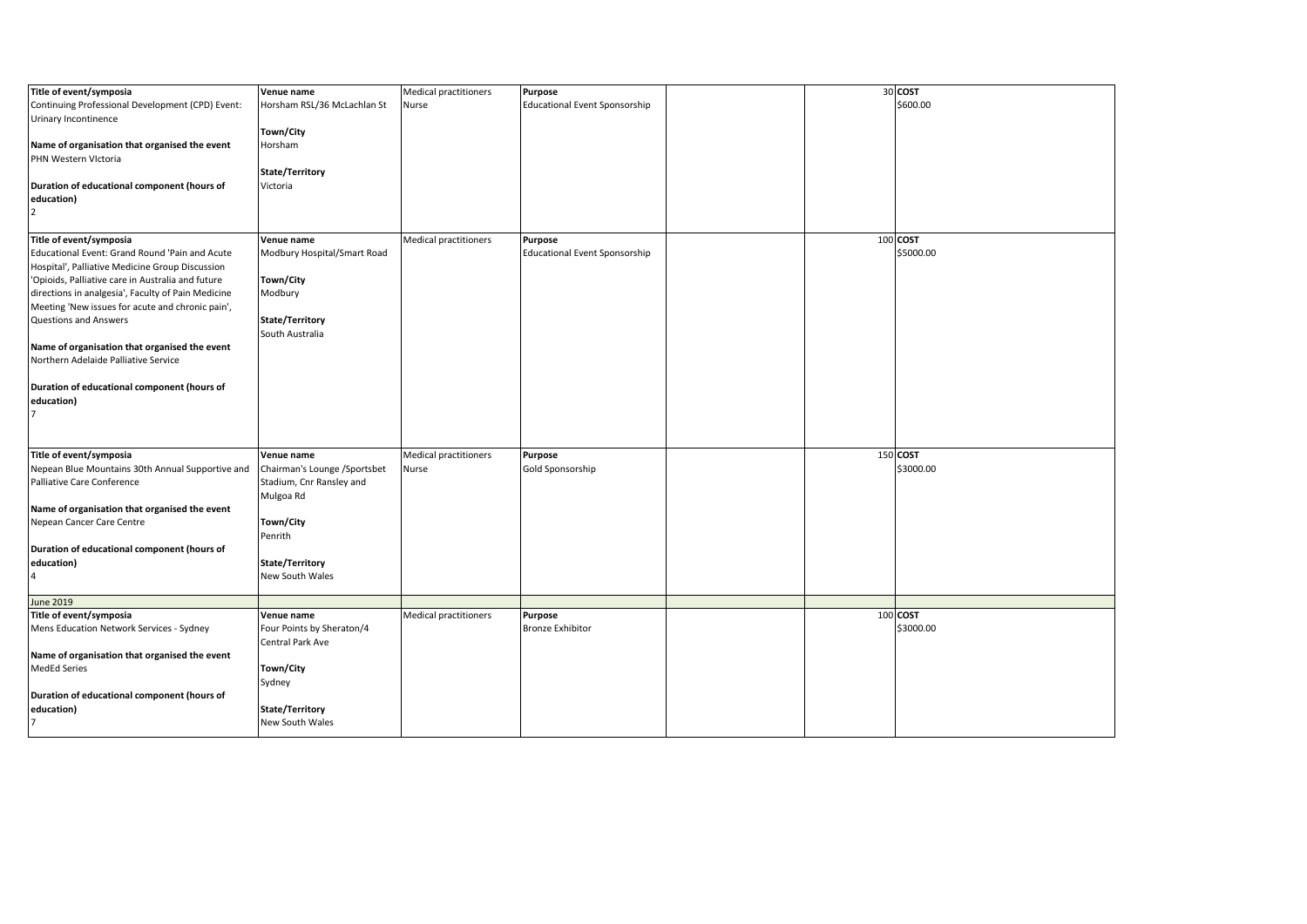| Title of event/symposia | Venue name | Medical practitioners | Purpose | | | |
|---|---|---|---|---|---|---|
| **Title of event/symposia**<br>Continuing Professional Development (CPD) Event: Urinary Incontinence<br><br>**Name of organisation that organised the event**<br>PHN Western VIctoria<br><br>**Duration of educational component (hours of education)**<br>2 | **Venue name**<br>Horsham RSL/36 McLachlan St<br><br>**Town/City**<br>Horsham<br><br>**State/Territory**<br>Victoria | Medical practitioners<br>Nurse | **Purpose**<br>Educational Event Sponsorship | | 30 | **COST**<br>$600.00 |
| **Title of event/symposia**<br>Educational Event: Grand Round 'Pain and Acute Hospital', Palliative Medicine Group Discussion 'Opioids, Palliative care in Australia and future directions in analgesia', Faculty of Pain Medicine Meeting 'New issues for acute and chronic pain', Questions and Answers<br><br>**Name of organisation that organised the event**<br>Northern Adelaide Palliative Service<br><br>**Duration of educational component (hours of education)**<br>7 | **Venue name**<br>Modbury Hospital/Smart Road<br><br>**Town/City**<br>Modbury<br><br>**State/Territory**<br>South Australia | Medical practitioners | **Purpose**<br>Educational Event Sponsorship | | 100 | **COST**<br>$5000.00 |
| **Title of event/symposia**<br>Nepean Blue Mountains 30th Annual Supportive and Palliative Care Conference<br><br>**Name of organisation that organised the event**<br>Nepean Cancer Care Centre<br><br>**Duration of educational component (hours of education)**<br>4 | **Venue name**<br>Chairman's Lounge /Sportsbet Stadium, Cnr Ransley and Mulgoa Rd<br><br>**Town/City**<br>Penrith<br><br>**State/Territory**<br>New South Wales | Medical practitioners<br>Nurse | **Purpose**<br>Gold Sponsorship | | 150 | **COST**<br>$3000.00 |
| June 2019 | | | | | | |
| **Title of event/symposia**<br>Mens Education Network Services - Sydney<br><br>**Name of organisation that organised the event**<br>MedEd Series<br><br>**Duration of educational component (hours of education)**<br>7 | **Venue name**<br>Four Points by Sheraton/4 Central Park Ave<br><br>**Town/City**<br>Sydney<br><br>**State/Territory**<br>New South Wales | Medical practitioners | **Purpose**<br>Bronze Exhibitor | | 100 | **COST**<br>$3000.00 |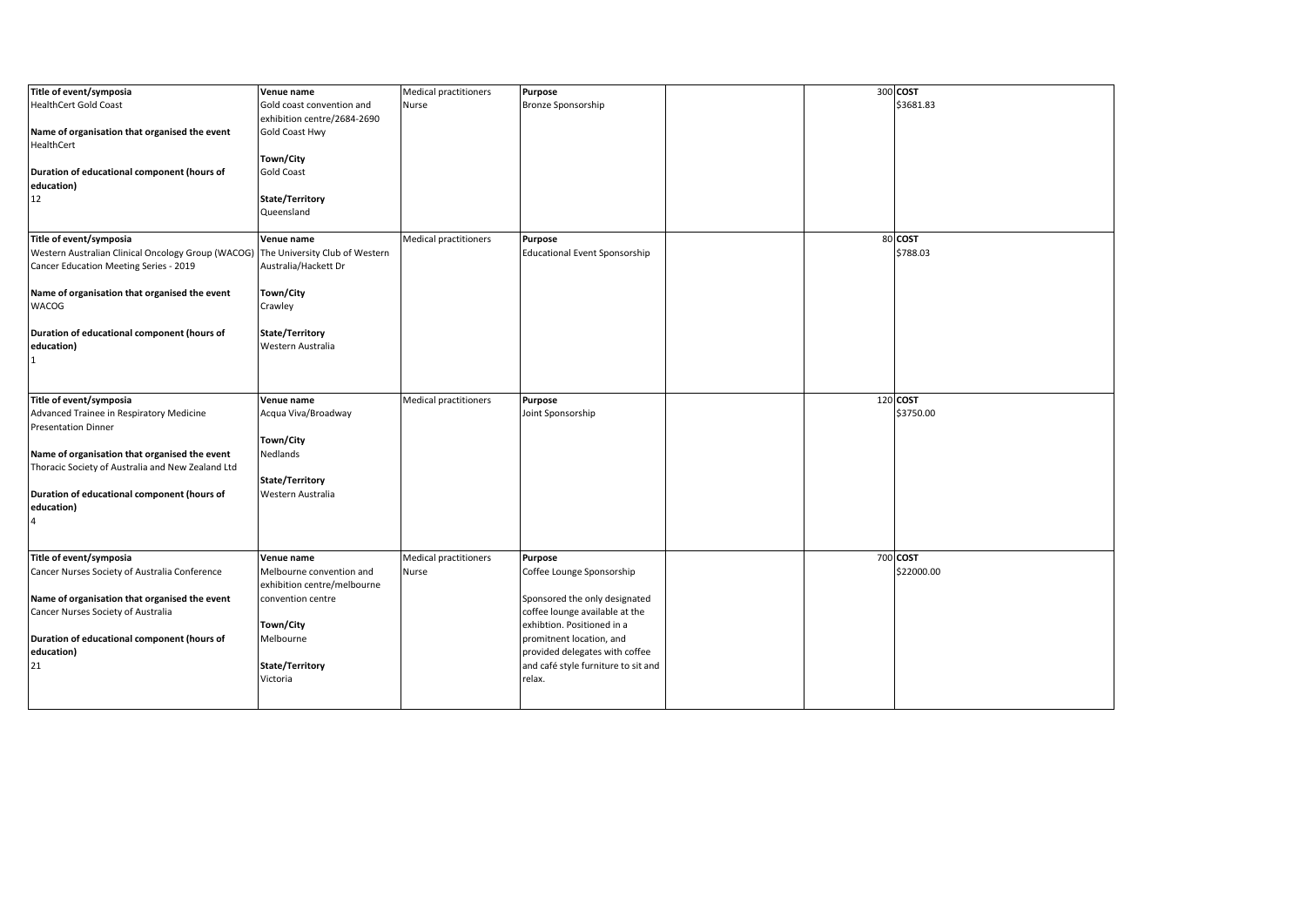| Title of event/symposia | Venue name | Medical practitioners | Purpose | | | COST |
|---|---|---|---|---|---|---|
| HealthCert Gold Coast<br><br>**Name of organisation that organised the event**<br>HealthCert<br><br>**Duration of educational component (hours of education)**<br>12 | Gold coast convention and exhibition centre/2684-2690 Gold Coast Hwy<br><br>**Town/City**<br>Gold Coast<br><br>**State/Territory**<br>Queensland | Nurse | Bronze Sponsorship | | 300 | $3681.83 |
| **Title of event/symposia**<br>Western Australian Clinical Oncology Group (WACOG) Cancer Education Meeting Series - 2019<br><br>**Name of organisation that organised the event**<br>WACOG<br><br>**Duration of educational component (hours of education)**<br>1 | **Venue name**<br>The University Club of Western Australia/Hackett Dr<br><br>**Town/City**<br>Crawley<br><br>**State/Territory**<br>Western Australia | Medical practitioners | **Purpose**<br>Educational Event Sponsorship | | 80 | **COST**<br>$788.03 |
| **Title of event/symposia**<br>Advanced Trainee in Respiratory Medicine Presentation Dinner<br><br>**Name of organisation that organised the event**<br>Thoracic Society of Australia and New Zealand Ltd<br><br>**Duration of educational component (hours of education)**<br>4 | **Venue name**<br>Acqua Viva/Broadway<br><br>**Town/City**<br>Nedlands<br><br>**State/Territory**<br>Western Australia | Medical practitioners | **Purpose**<br>Joint Sponsorship | | 120 | **COST**<br>$3750.00 |
| **Title of event/symposia**<br>Cancer Nurses Society of Australia Conference<br><br>**Name of organisation that organised the event**<br>Cancer Nurses Society of Australia<br><br>**Duration of educational component (hours of education)**<br>21 | **Venue name**<br>Melbourne convention and exhibition centre/melbourne convention centre<br><br>**Town/City**<br>Melbourne<br><br>**State/Territory**<br>Victoria | Medical practitioners<br>Nurse | **Purpose**<br>Coffee Lounge Sponsorship<br><br>Sponsored the only designated coffee lounge available at the exhibtion. Positioned in a promitnent location, and provided delegates with coffee and café style furniture to sit and relax. | | 700 | **COST**<br>$22000.00 |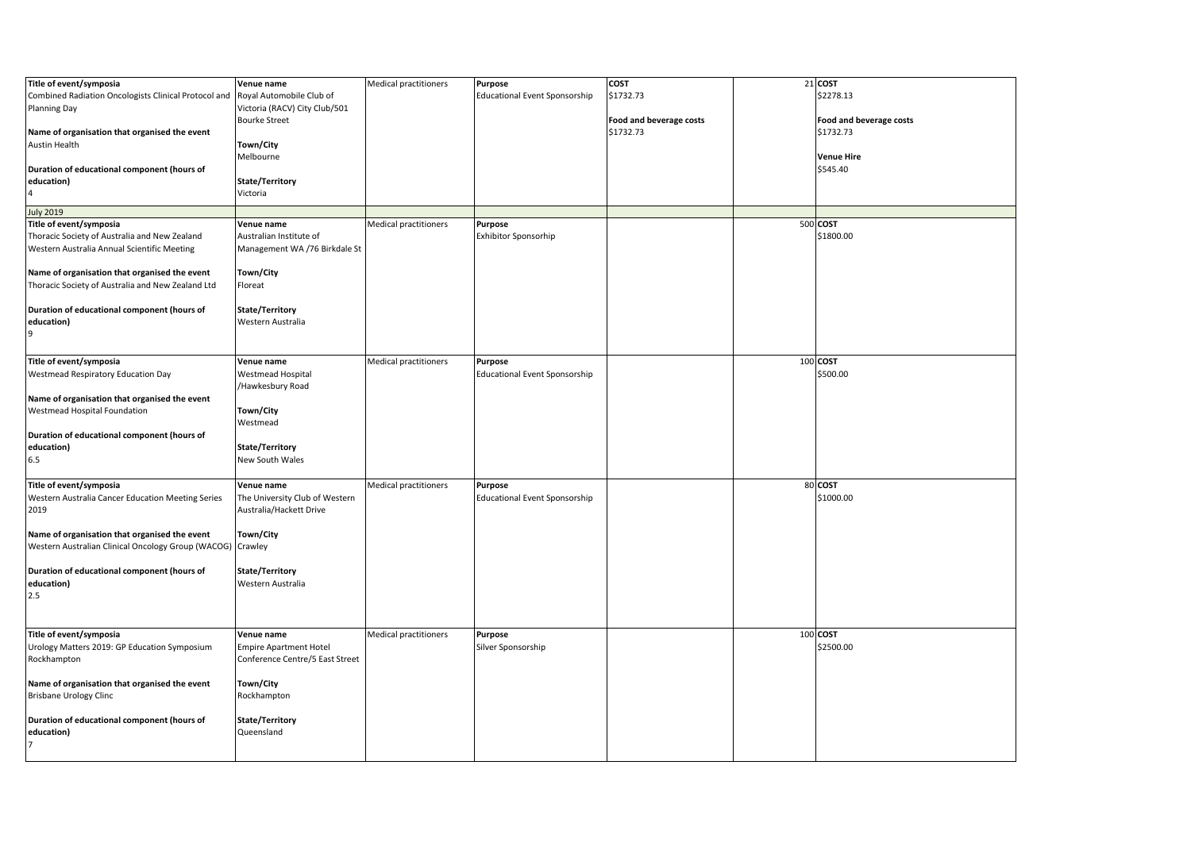| | | | | | | |
|---|---|---|---|---|---|---|
| **Title of event/symposia**<br>Combined Radiation Oncologists Clinical Protocol and Planning Day<br><br>**Name of organisation that organised the event**<br>Austin Health<br><br>**Duration of educational component (hours of education)**<br>4 | **Venue name**<br>Royal Automobile Club of Victoria (RACV) City Club/501 Bourke Street<br><br>**Town/City**<br>Melbourne<br><br>**State/Territory**<br>Victoria | Medical practitioners | **Purpose**<br>Educational Event Sponsorship | **COST**<br>$1732.73<br><br>**Food and beverage costs**<br>$1732.73 | 21 | **COST**<br>$2278.13<br><br>**Food and beverage costs**<br>$1732.73<br><br>**Venue Hire**<br>$545.40 |
| July 2019 | | | | | | |
| **Title of event/symposia**<br>Thoracic Society of Australia and New Zealand Western Australia Annual Scientific Meeting<br><br>**Name of organisation that organised the event**<br>Thoracic Society of Australia and New Zealand Ltd<br><br>**Duration of educational component (hours of education)**<br>9 | **Venue name**<br>Australian Institute of Management WA /76 Birkdale St<br><br>**Town/City**<br>Floreat<br><br>**State/Territory**<br>Western Australia | Medical practitioners | **Purpose**<br>Exhibitor Sponsorhip | | 500 | **COST**<br>$1800.00 |
| **Title of event/symposia**<br>Westmead Respiratory Education Day<br><br>**Name of organisation that organised the event**<br>Westmead Hospital Foundation<br><br>**Duration of educational component (hours of education)**<br>6.5 | **Venue name**<br>Westmead Hospital /Hawkesbury Road<br><br>**Town/City**<br>Westmead<br><br>**State/Territory**<br>New South Wales | Medical practitioners | **Purpose**<br>Educational Event Sponsorship | | 100 | **COST**<br>$500.00 |
| **Title of event/symposia**<br>Western Australia Cancer Education Meeting Series 2019<br><br>**Name of organisation that organised the event**<br>Western Australian Clinical Oncology Group (WACOG)<br><br>**Duration of educational component (hours of education)**<br>2.5 | **Venue name**<br>The University Club of Western Australia/Hackett Drive<br><br>**Town/City**<br>Crawley<br><br>**State/Territory**<br>Western Australia | Medical practitioners | **Purpose**<br>Educational Event Sponsorship | | 80 | **COST**<br>$1000.00 |
| **Title of event/symposia**<br>Urology Matters 2019: GP Education Symposium Rockhampton<br><br>**Name of organisation that organised the event**<br>Brisbane Urology Clinc<br><br>**Duration of educational component (hours of education)**<br>7 | **Venue name**<br>Empire Apartment Hotel Conference Centre/5 East Street<br><br>**Town/City**<br>Rockhampton<br><br>**State/Territory**<br>Queensland | Medical practitioners | **Purpose**<br>Silver Sponsorship | | 100 | **COST**<br>$2500.00 |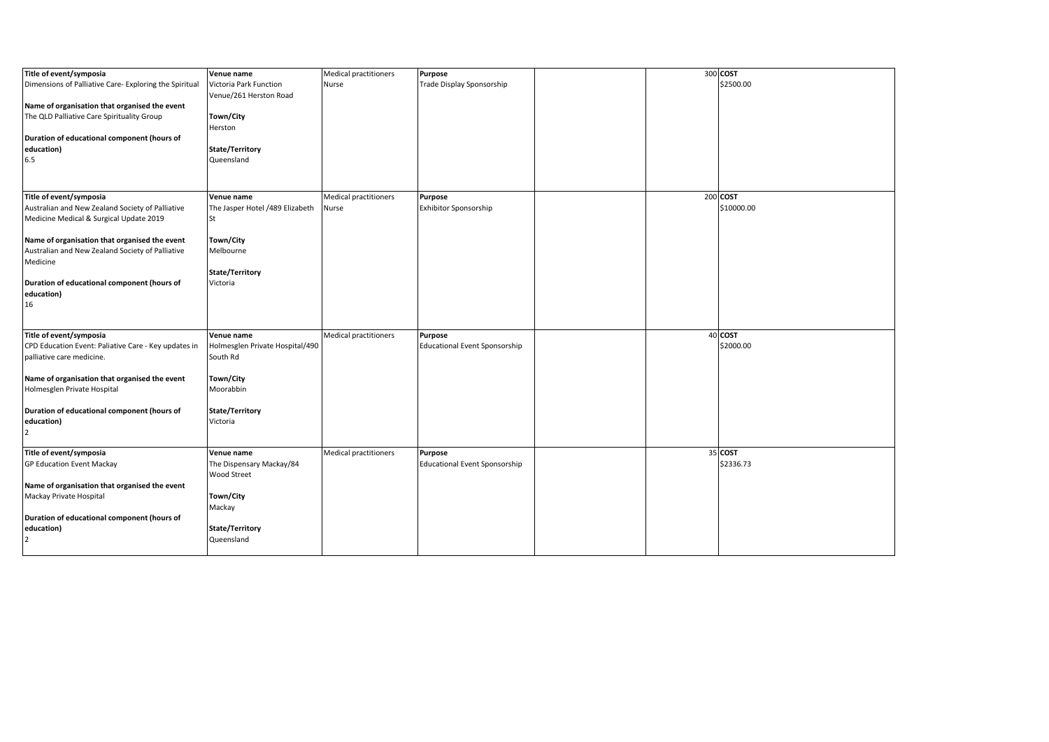| | | | | | | |
|---|---|---|---|---|---|---|
| **Title of event/symposia**<br>Dimensions of Palliative Care- Exploring the Spiritual<br><br>**Name of organisation that organised the event**<br>The QLD Palliative Care Spirituality Group<br><br>**Duration of educational component (hours of education)**<br>6.5 | **Venue name**<br>Victoria Park Function Venue/261 Herston Road<br><br>**Town/City**<br>Herston<br><br>**State/Territory**<br>Queensland | Medical practitioners<br>Nurse | **Purpose**<br>Trade Display Sponsorship | | 300 | **COST**<br>$2500.00 |
| **Title of event/symposia**<br>Australian and New Zealand Society of Palliative Medicine Medical & Surgical Update 2019<br><br>**Name of organisation that organised the event**<br>Australian and New Zealand Society of Palliative Medicine<br><br>**Duration of educational component (hours of education)**<br>16 | **Venue name**<br>The Jasper Hotel /489 Elizabeth St<br><br>**Town/City**<br>Melbourne<br><br>**State/Territory**<br>Victoria | Medical practitioners<br>Nurse | **Purpose**<br>Exhibitor Sponsorship | | 200 | **COST**<br>$10000.00 |
| **Title of event/symposia**<br>CPD Education Event: Paliative Care - Key updates in palliative care medicine.<br><br>**Name of organisation that organised the event**<br>Holmesglen Private Hospital<br><br>**Duration of educational component (hours of education)**<br>2 | **Venue name**<br>Holmesglen Private Hospital/490 South Rd<br><br>**Town/City**<br>Moorabbin<br><br>**State/Territory**<br>Victoria | Medical practitioners | **Purpose**<br>Educational Event Sponsorship | | 40 | **COST**<br>$2000.00 |
| **Title of event/symposia**<br>GP Education Event Mackay<br><br>**Name of organisation that organised the event**<br>Mackay Private Hospital<br><br>**Duration of educational component (hours of education)**<br>2 | **Venue name**<br>The Dispensary Mackay/84 Wood Street<br><br>**Town/City**<br>Mackay<br><br>**State/Territory**<br>Queensland | Medical practitioners | **Purpose**<br>Educational Event Sponsorship | | 35 | **COST**<br>$2336.73 |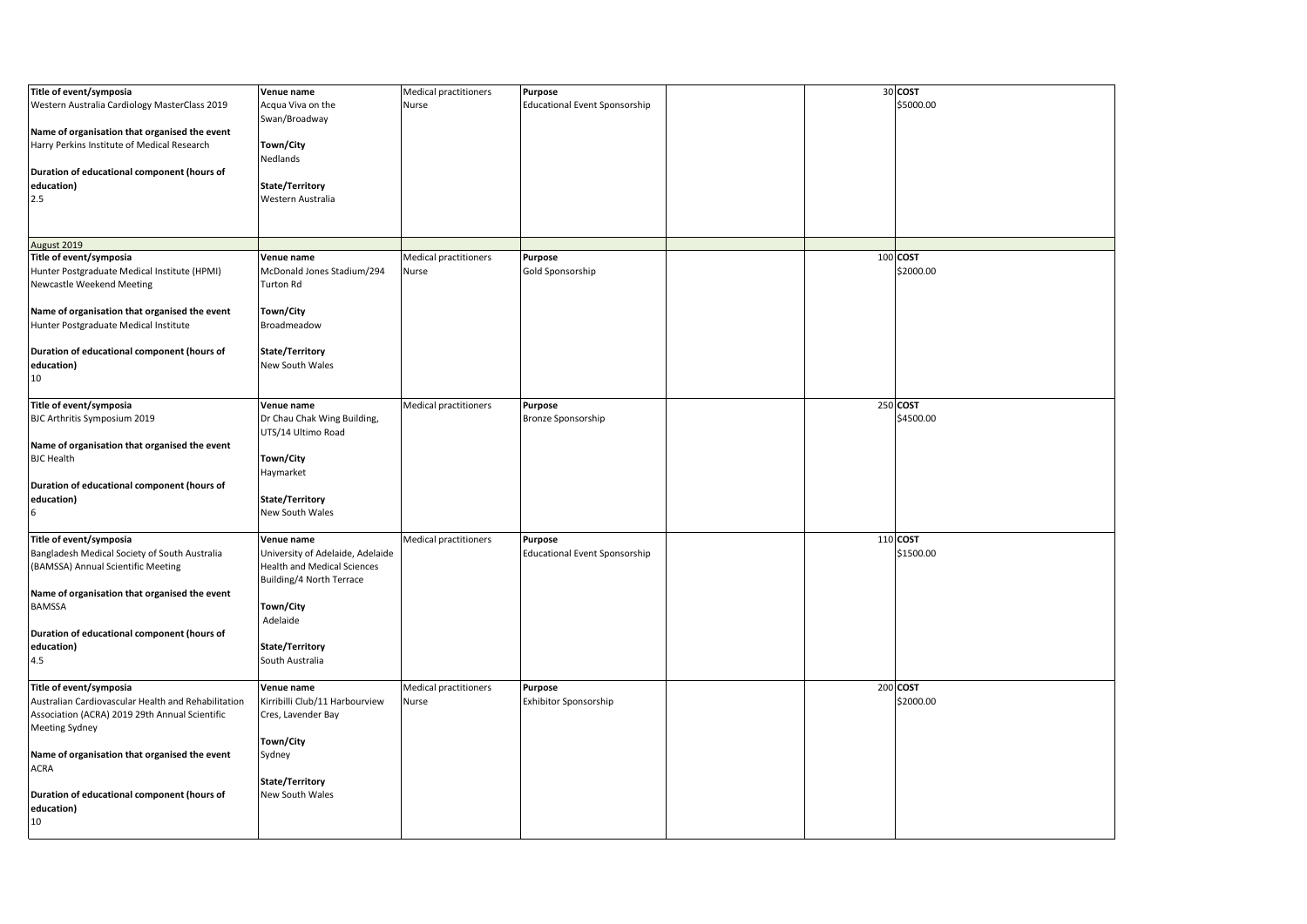| Title of event/symposia | Venue name | Medical practitioners | Purpose | | | COST |
|---|---|---|---|---|---|---|
| Western Australia Cardiology MasterClass 2019<br><br>**Name of organisation that organised the event**<br>Harry Perkins Institute of Medical Research<br><br>**Duration of educational component (hours of education)**<br>2.5 | Acqua Viva on the Swan/Broadway<br><br>**Town/City**<br>Nedlands<br><br>**State/Territory**<br>Western Australia | Medical practitioners<br>Nurse | **Purpose**<br>Educational Event Sponsorship | | 30 | **COST**<br>$5000.00 |
| August 2019 | | | | | | |
| **Title of event/symposia**<br>Hunter Postgraduate Medical Institute (HPMI) Newcastle Weekend Meeting<br><br>**Name of organisation that organised the event**<br>Hunter Postgraduate Medical Institute<br><br>**Duration of educational component (hours of education)**<br>10 | **Venue name**<br>McDonald Jones Stadium/294 Turton Rd<br><br>**Town/City**<br>Broadmeadow<br><br>**State/Territory**<br>New South Wales | Medical practitioners<br>Nurse | **Purpose**<br>Gold Sponsorship | | 100 | **COST**<br>$2000.00 |
| **Title of event/symposia**<br>BJC Arthritis Symposium 2019<br><br>**Name of organisation that organised the event**<br>BJC Health<br><br>**Duration of educational component (hours of education)**<br>6 | **Venue name**<br>Dr Chau Chak Wing Building, UTS/14 Ultimo Road<br><br>**Town/City**<br>Haymarket<br><br>**State/Territory**<br>New South Wales | Medical practitioners | **Purpose**<br>Bronze Sponsorship | | 250 | **COST**<br>$4500.00 |
| **Title of event/symposia**<br>Bangladesh Medical Society of South Australia (BAMSSA) Annual Scientific Meeting<br><br>**Name of organisation that organised the event**<br>BAMSSA<br><br>**Duration of educational component (hours of education)**<br>4.5 | **Venue name**<br>University of Adelaide, Adelaide Health and Medical Sciences Building/4 North Terrace<br><br>**Town/City**<br>Adelaide<br><br>**State/Territory**<br>South Australia | Medical practitioners | **Purpose**<br>Educational Event Sponsorship | | 110 | **COST**<br>$1500.00 |
| **Title of event/symposia**<br>Australian Cardiovascular Health and Rehabilitation Association (ACRA) 2019 29th Annual Scientific Meeting Sydney<br><br>**Name of organisation that organised the event**<br>ACRA<br><br>**Duration of educational component (hours of education)**<br>10 | **Venue name**<br>Kirribilli Club/11 Harbourview Cres, Lavender Bay<br><br>**Town/City**<br>Sydney<br><br>**State/Territory**<br>New South Wales | Medical practitioners<br>Nurse | **Purpose**<br>Exhibitor Sponsorship | | 200 | **COST**<br>$2000.00 |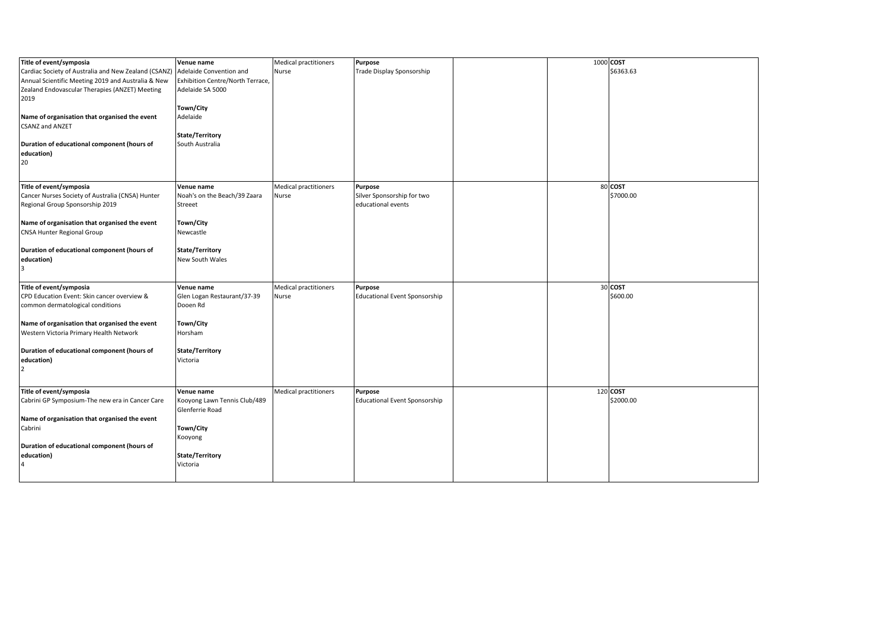| Title of event/symposia | Venue name | Medical practitioners | Purpose | | | COST |
|---|---|---|---|---|---|---|
| Cardiac Society of Australia and New Zealand (CSANZ) Annual Scientific Meeting 2019 and Australia & New Zealand Endovascular Therapies (ANZET) Meeting 2019<br><br>**Name of organisation that organised the event**<br>CSANZ and ANZET<br><br>**Duration of educational component (hours of education)**<br>20 | Adelaide Convention and Exhibition Centre/North Terrace, Adelaide SA 5000<br><br>**Town/City**<br>Adelaide<br><br>**State/Territory**<br>South Australia | Nurse | Trade Display Sponsorship | | 1000 | $6363.63 |
| **Title of event/symposia**<br>Cancer Nurses Society of Australia (CNSA) Hunter Regional Group Sponsorship 2019<br><br>**Name of organisation that organised the event**<br>CNSA Hunter Regional Group<br><br>**Duration of educational component (hours of education)**<br>3 | **Venue name**<br>Noah's on the Beach/39 Zaara Streeet<br><br>**Town/City**<br>Newcastle<br><br>**State/Territory**<br>New South Wales | **Medical practitioners**<br>Nurse | **Purpose**<br>Silver Sponsorship for two educational events | | 80 | **COST**<br>$7000.00 |
| **Title of event/symposia**<br>CPD Education Event: Skin cancer overview & common dermatological conditions<br><br>**Name of organisation that organised the event**<br>Western Victoria Primary Health Network<br><br>**Duration of educational component (hours of education)**<br>2 | **Venue name**<br>Glen Logan Restaurant/37-39 Dooen Rd<br><br>**Town/City**<br>Horsham<br><br>**State/Territory**<br>Victoria | **Medical practitioners**<br>Nurse | **Purpose**<br>Educational Event Sponsorship | | 30 | **COST**<br>$600.00 |
| **Title of event/symposia**<br>Cabrini GP Symposium-The new era in Cancer Care<br><br>**Name of organisation that organised the event**<br>Cabrini<br><br>**Duration of educational component (hours of education)**<br>4 | **Venue name**<br>Kooyong Lawn Tennis Club/489 Glenferrie Road<br><br>**Town/City**<br>Kooyong<br><br>**State/Territory**<br>Victoria | **Medical practitioners** | **Purpose**<br>Educational Event Sponsorship | | 120 | **COST**<br>$2000.00 |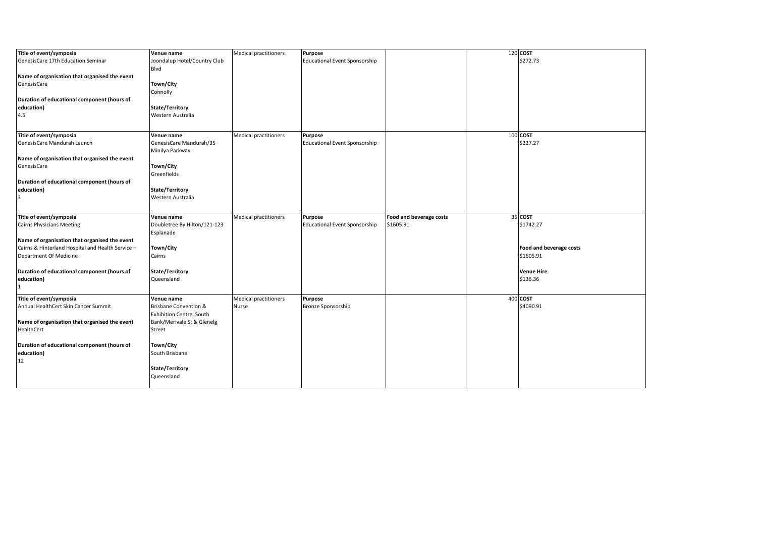| | | | | | | |
|---|---|---|---|---|---|---|
| **Title of event/symposia**<br>GenesisCare 17th Education Seminar<br><br>**Name of organisation that organised the event**<br>GenesisCare<br><br>**Duration of educational component (hours of education)**<br>4.5 | **Venue name**<br>Joondalup Hotel/Country Club Blvd<br><br>**Town/City**<br>Connolly<br><br>**State/Territory**<br>Western Australia | Medical practitioners | **Purpose**<br>Educational Event Sponsorship | | 120 | **COST**<br>$272.73 |
| **Title of event/symposia**<br>GenesisCare Mandurah Launch<br><br>**Name of organisation that organised the event**<br>GenesisCare<br><br>**Duration of educational component (hours of education)**<br>3 | **Venue name**<br>GenesisCare Mandurah/35 Minilya Parkway<br><br>**Town/City**<br>Greenfields<br><br>**State/Territory**<br>Western Australia | Medical practitioners | **Purpose**<br>Educational Event Sponsorship | | 100 | **COST**<br>$227.27 |
| **Title of event/symposia**<br>Cairns Physicians Meeting<br><br>**Name of organisation that organised the event**<br>Cairns & Hinterland Hospital and Health Service – Department Of Medicine<br><br>**Duration of educational component (hours of education)**<br>1 | **Venue name**<br>Doubletree By Hilton/121-123 Esplanade<br><br>**Town/City**<br>Cairns<br><br>**State/Territory**<br>Queensland | Medical practitioners | **Purpose**<br>Educational Event Sponsorship | **Food and beverage costs**<br>$1605.91 | 35 | **COST**<br>$1742.27<br><br>**Food and beverage costs**<br>$1605.91<br><br>**Venue Hire**<br>$136.36 |
| **Title of event/symposia**<br>Annual HealthCert Skin Cancer Summit<br><br>**Name of organisation that organised the event**<br>HealthCert<br><br>**Duration of educational component (hours of education)**<br>12 | **Venue name**<br>Brisbane Convention & Exhibition Centre, South Bank/Merivale St & Glenelg Street<br><br>**Town/City**<br>South Brisbane<br><br>**State/Territory**<br>Queensland | Medical practitioners<br>Nurse | **Purpose**<br>Bronze Sponsorship | | 400 | **COST**<br>$4090.91 |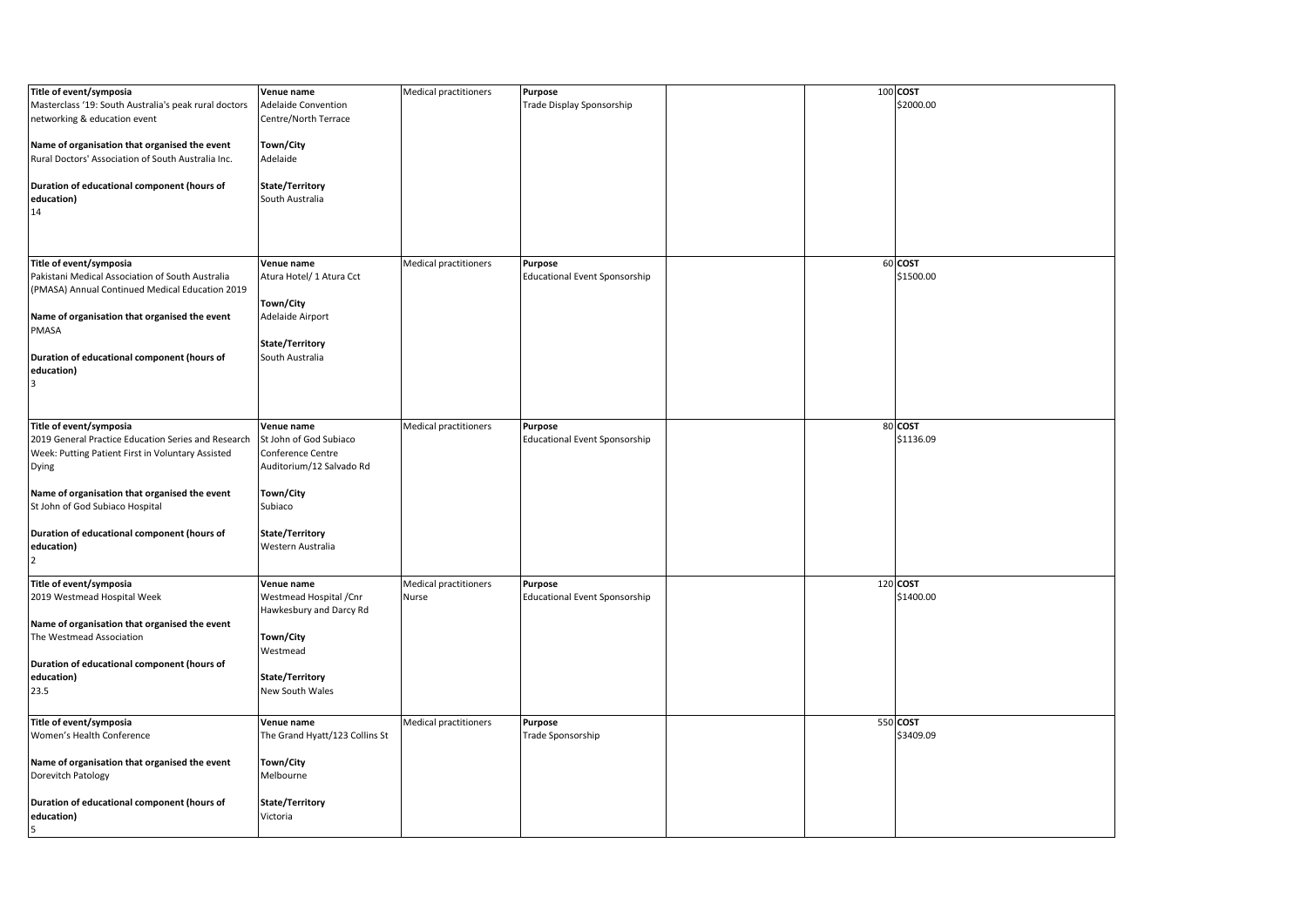| Title of event/symposia / Name of organisation / Duration | Venue name / Town/City / State/Territory | Audience | Purpose | | | Cost |
|---|---|---|---|---|---|---|
| **Title of event/symposia** Masterclass '19: South Australia's peak rural doctors networking & education event **Name of organisation that organised the event** Rural Doctors' Association of South Australia Inc. **Duration of educational component (hours of education)** 14 | **Venue name** Adelaide Convention Centre/North Terrace **Town/City** Adelaide **State/Territory** South Australia | Medical practitioners | **Purpose** Trade Display Sponsorship | | 100 | **COST** $2000.00 |
| **Title of event/symposia** Pakistani Medical Association of South Australia (PMASA) Annual Continued Medical Education 2019 **Name of organisation that organised the event** PMASA **Duration of educational component (hours of education)** 3 | **Venue name** Atura Hotel/ 1 Atura Cct **Town/City** Adelaide Airport **State/Territory** South Australia | Medical practitioners | **Purpose** Educational Event Sponsorship | | 60 | **COST** $1500.00 |
| **Title of event/symposia** 2019 General Practice Education Series and Research Week: Putting Patient First in Voluntary Assisted Dying **Name of organisation that organised the event** St John of God Subiaco Hospital **Duration of educational component (hours of education)** 2 | **Venue name** St John of God Subiaco Conference Centre Auditorium/12 Salvado Rd **Town/City** Subiaco **State/Territory** Western Australia | Medical practitioners | **Purpose** Educational Event Sponsorship | | 80 | **COST** $1136.09 |
| **Title of event/symposia** 2019 Westmead Hospital Week **Name of organisation that organised the event** The Westmead Association **Duration of educational component (hours of education)** 23.5 | **Venue name** Westmead Hospital /Cnr Hawkesbury and Darcy Rd **Town/City** Westmead **State/Territory** New South Wales | Medical practitioners Nurse | **Purpose** Educational Event Sponsorship | | 120 | **COST** $1400.00 |
| **Title of event/symposia** Women's Health Conference **Name of organisation that organised the event** Dorevitch Patology **Duration of educational component (hours of education)** 5 | **Venue name** The Grand Hyatt/123 Collins St **Town/City** Melbourne **State/Territory** Victoria | Medical practitioners | **Purpose** Trade Sponsorship | | 550 | **COST** $3409.09 |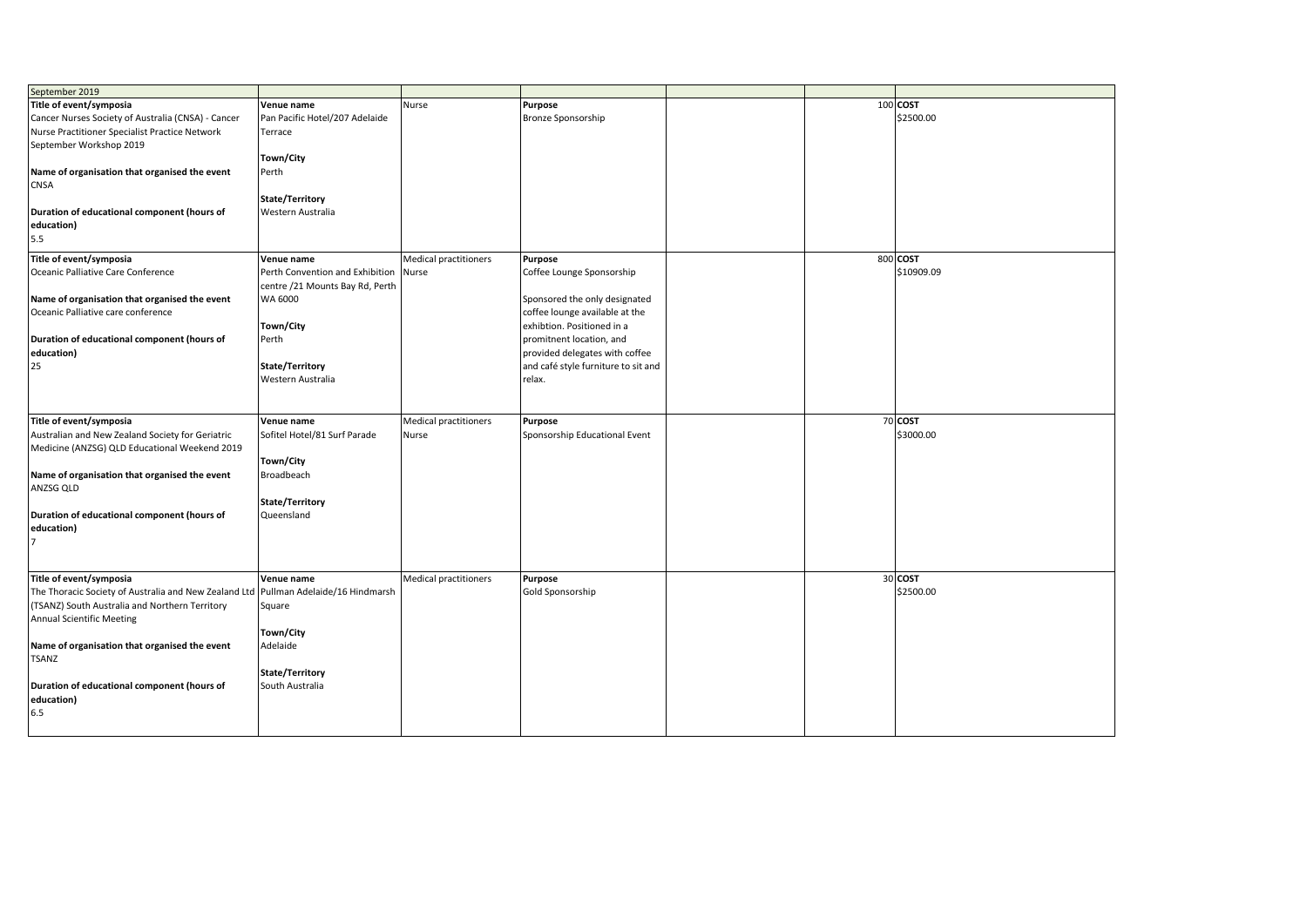| September 2019 | | | | | | |
|---|---|---|---|---|---|---|
| **Title of event/symposia**<br>Cancer Nurses Society of Australia (CNSA) - Cancer Nurse Practitioner Specialist Practice Network September Workshop 2019<br><br>**Name of organisation that organised the event**<br>CNSA<br><br>**Duration of educational component (hours of education)**<br>5.5 | **Venue name**<br>Pan Pacific Hotel/207 Adelaide Terrace<br><br>**Town/City**<br>Perth<br><br>**State/Territory**<br>Western Australia | Nurse | **Purpose**<br>Bronze Sponsorship | | 100 | **COST**<br>$2500.00 |
| **Title of event/symposia**<br>Oceanic Palliative Care Conference<br><br>**Name of organisation that organised the event**<br>Oceanic Palliative care conference<br><br>**Duration of educational component (hours of education)**<br>25 | **Venue name**<br>Perth Convention and Exhibition centre /21 Mounts Bay Rd, Perth WA 6000<br><br>**Town/City**<br>Perth<br><br>**State/Territory**<br>Western Australia | Medical practitioners<br>Nurse | **Purpose**<br>Coffee Lounge Sponsorship<br><br>Sponsored the only designated coffee lounge available at the exhibtion. Positioned in a promitnent location, and provided delegates with coffee and café style furniture to sit and relax. | | 800 | **COST**<br>$10909.09 |
| **Title of event/symposia**<br>Australian and New Zealand Society for Geriatric Medicine (ANZSG) QLD Educational Weekend 2019<br><br>**Name of organisation that organised the event**<br>ANZSG QLD<br><br>**Duration of educational component (hours of education)**<br>7 | **Venue name**<br>Sofitel Hotel/81 Surf Parade<br><br>**Town/City**<br>Broadbeach<br><br>**State/Territory**<br>Queensland | Medical practitioners<br>Nurse | **Purpose**<br>Sponsorship Educational Event | | 70 | **COST**<br>$3000.00 |
| **Title of event/symposia**<br>The Thoracic Society of Australia and New Zealand Ltd (TSANZ) South Australia and Northern Territory Annual Scientific Meeting<br><br>**Name of organisation that organised the event**<br>TSANZ<br><br>**Duration of educational component (hours of education)**<br>6.5 | **Venue name**<br>Pullman Adelaide/16 Hindmarsh Square<br><br>**Town/City**<br>Adelaide<br><br>**State/Territory**<br>South Australia | Medical practitioners | **Purpose**<br>Gold Sponsorship | | 30 | **COST**<br>$2500.00 |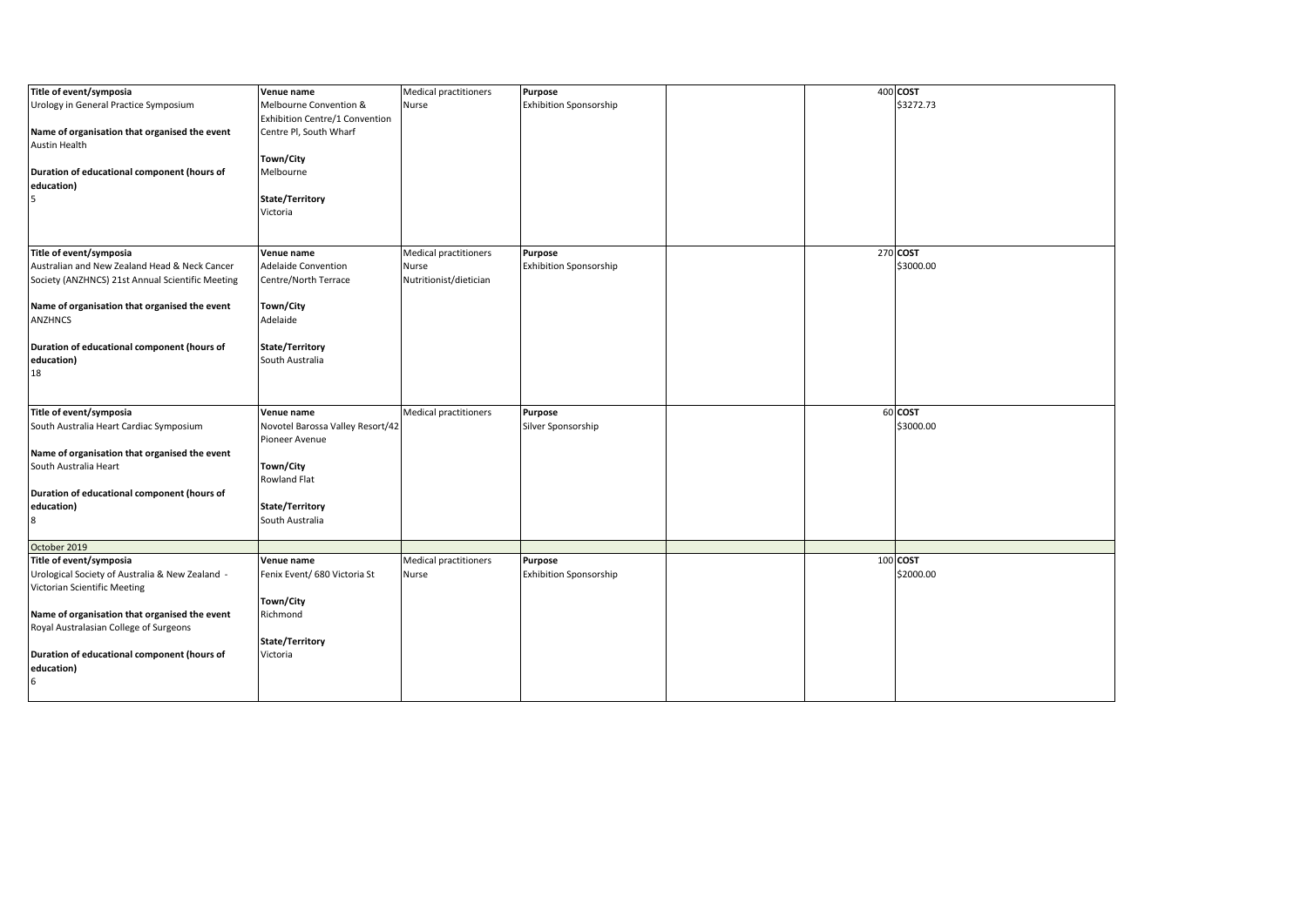| Title of event/symposia | Venue name | Medical practitioners | Purpose | | | |
|---|---|---|---|---|---|---|
| **Title of event/symposia**<br>Urology in General Practice Symposium<br><br>**Name of organisation that organised the event**<br>Austin Health<br><br>**Duration of educational component (hours of education)**<br>5 | **Venue name**<br>Melbourne Convention & Exhibition Centre/1 Convention Centre Pl, South Wharf<br><br>**Town/City**<br>Melbourne<br><br>**State/Territory**<br>Victoria | Medical practitioners<br>Nurse | **Purpose**<br>Exhibition Sponsorship | | 400 | **COST**<br>$3272.73 |
| **Title of event/symposia**<br>Australian and New Zealand Head & Neck Cancer Society (ANZHNCS) 21st Annual Scientific Meeting<br><br>**Name of organisation that organised the event**<br>ANZHNCS<br><br>**Duration of educational component (hours of education)**<br>18 | **Venue name**<br>Adelaide Convention Centre/North Terrace<br><br>**Town/City**<br>Adelaide<br><br>**State/Territory**<br>South Australia | Medical practitioners<br>Nurse<br>Nutritionist/dietician | **Purpose**<br>Exhibition Sponsorship | | 270 | **COST**<br>$3000.00 |
| **Title of event/symposia**<br>South Australia Heart Cardiac Symposium<br><br>**Name of organisation that organised the event**<br>South Australia Heart<br><br>**Duration of educational component (hours of education)**<br>8 | **Venue name**<br>Novotel Barossa Valley Resort/42 Pioneer Avenue<br><br>**Town/City**<br>Rowland Flat<br><br>**State/Territory**<br>South Australia | Medical practitioners | **Purpose**<br>Silver Sponsorship | | 60 | **COST**<br>$3000.00 |
| October 2019 | | | | | | |
| **Title of event/symposia**<br>Urological Society of Australia & New Zealand - Victorian Scientific Meeting<br><br>**Name of organisation that organised the event**<br>Royal Australasian College of Surgeons<br><br>**Duration of educational component (hours of education)**<br>6 | **Venue name**<br>Fenix Event/ 680 Victoria St<br><br>**Town/City**<br>Richmond<br><br>**State/Territory**<br>Victoria | Medical practitioners<br>Nurse | **Purpose**<br>Exhibition Sponsorship | | 100 | **COST**<br>$2000.00 |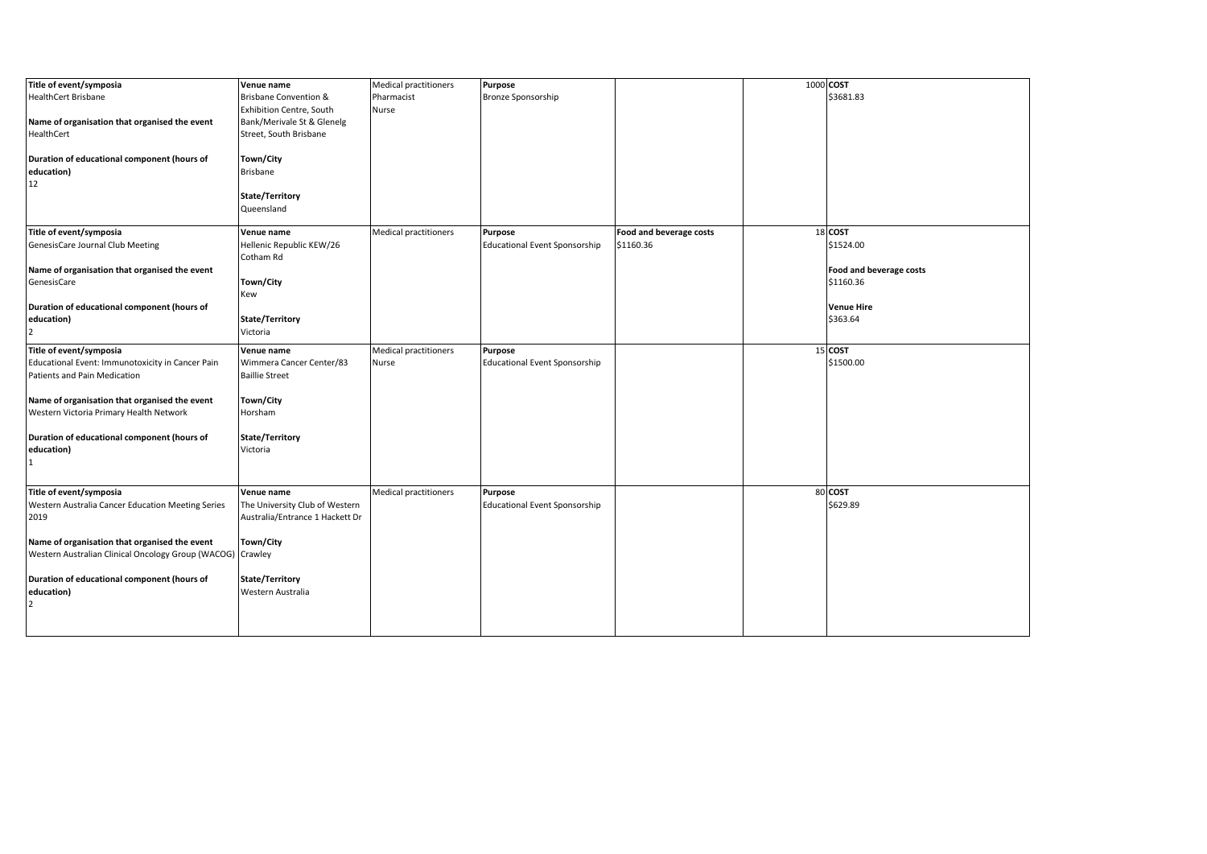| Title of event/symposia | Venue name | Medical practitioners | Purpose | | | COST |
|---|---|---|---|---|---|---|
| HealthCert Brisbane<br><br>**Name of organisation that organised the event**<br>HealthCert<br><br>**Duration of educational component (hours of education)**<br>12 | Brisbane Convention & Exhibition Centre, South Bank/Merivale St & Glenelg Street, South Brisbane<br><br>**Town/City**<br>Brisbane<br><br>**State/Territory**<br>Queensland | Medical practitioners<br>Pharmacist<br>Nurse | Bronze Sponsorship | | 1000 | $3681.83 |
| **Title of event/symposia**<br>GenesisCare Journal Club Meeting<br><br>**Name of organisation that organised the event**<br>GenesisCare<br><br>**Duration of educational component (hours of education)**<br>2 | **Venue name**<br>Hellenic Republic KEW/26 Cotham Rd<br><br>**Town/City**<br>Kew<br><br>**State/Territory**<br>Victoria | Medical practitioners | **Purpose**<br>Educational Event Sponsorship | **Food and beverage costs**<br>$1160.36 | 18 | **COST**<br>$1524.00<br><br>**Food and beverage costs**<br>$1160.36<br><br>**Venue Hire**<br>$363.64 |
| **Title of event/symposia**<br>Educational Event: Immunotoxicity in Cancer Pain Patients and Pain Medication<br><br>**Name of organisation that organised the event**<br>Western Victoria Primary Health Network<br><br>**Duration of educational component (hours of education)**<br>1 | **Venue name**<br>Wimmera Cancer Center/83 Baillie Street<br><br>**Town/City**<br>Horsham<br><br>**State/Territory**<br>Victoria | Medical practitioners<br>Nurse | **Purpose**<br>Educational Event Sponsorship | | 15 | **COST**<br>$1500.00 |
| **Title of event/symposia**<br>Western Australia Cancer Education Meeting Series 2019<br><br>**Name of organisation that organised the event**<br>Western Australian Clinical Oncology Group (WACOG)<br><br>**Duration of educational component (hours of education)**<br>2 | **Venue name**<br>The University Club of Western Australia/Entrance 1 Hackett Dr<br><br>**Town/City**<br>Crawley<br><br>**State/Territory**<br>Western Australia | Medical practitioners | **Purpose**<br>Educational Event Sponsorship | | 80 | **COST**<br>$629.89 |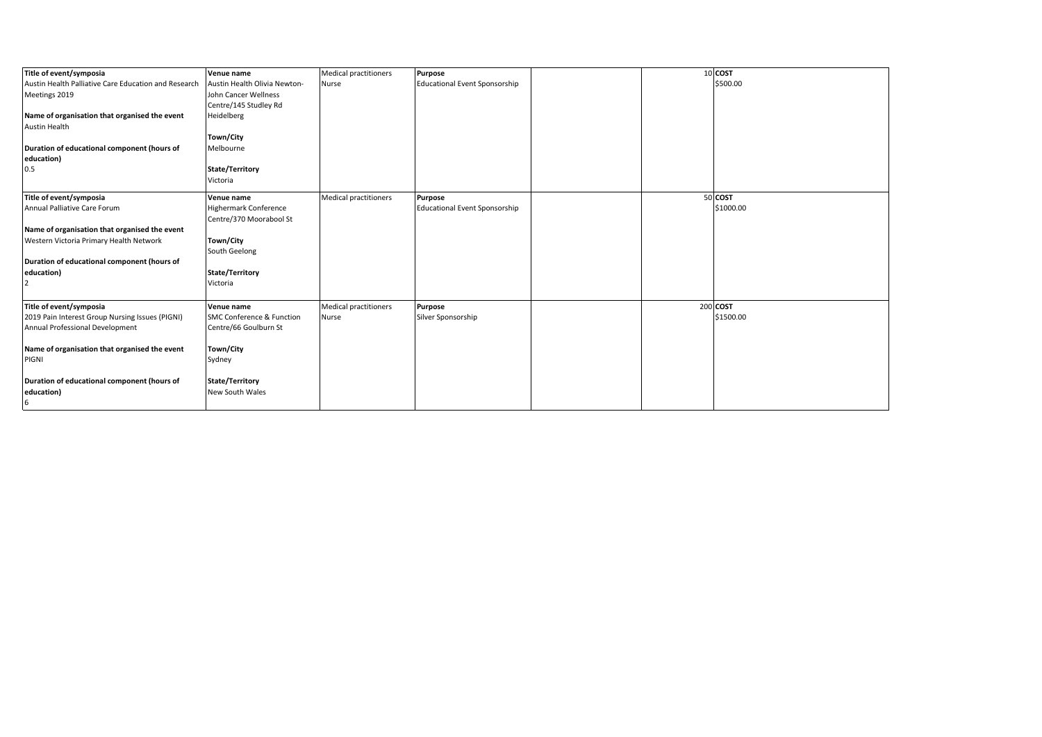| | | | | | | |
|---|---|---|---|---|---|---|
| **Title of event/symposia**<br>Austin Health Palliative Care Education and Research Meetings 2019<br><br>**Name of organisation that organised the event**<br>Austin Health<br><br>**Duration of educational component (hours of education)**<br>0.5 | **Venue name**<br>Austin Health Olivia Newton-John Cancer Wellness Centre/145 Studley Rd Heidelberg<br><br>**Town/City**<br>Melbourne<br><br>**State/Territory**<br>Victoria | Medical practitioners<br>Nurse | **Purpose**<br>Educational Event Sponsorship | | 10 | **COST**<br>$500.00 |
| **Title of event/symposia**<br>Annual Palliative Care Forum<br><br>**Name of organisation that organised the event**<br>Western Victoria Primary Health Network<br><br>**Duration of educational component (hours of education)**<br>2 | **Venue name**<br>Highermark Conference Centre/370 Moorabool St<br><br>**Town/City**<br>South Geelong<br><br>**State/Territory**<br>Victoria | Medical practitioners | **Purpose**<br>Educational Event Sponsorship | | 50 | **COST**<br>$1000.00 |
| **Title of event/symposia**<br>2019 Pain Interest Group Nursing Issues (PIGNI) Annual Professional Development<br><br>**Name of organisation that organised the event**<br>PIGNI<br><br>**Duration of educational component (hours of education)**<br>6 | **Venue name**<br>SMC Conference & Function Centre/66 Goulburn St<br><br>**Town/City**<br>Sydney<br><br>**State/Territory**<br>New South Wales | Medical practitioners<br>Nurse | **Purpose**<br>Silver Sponsorship | | 200 | **COST**<br>$1500.00 |